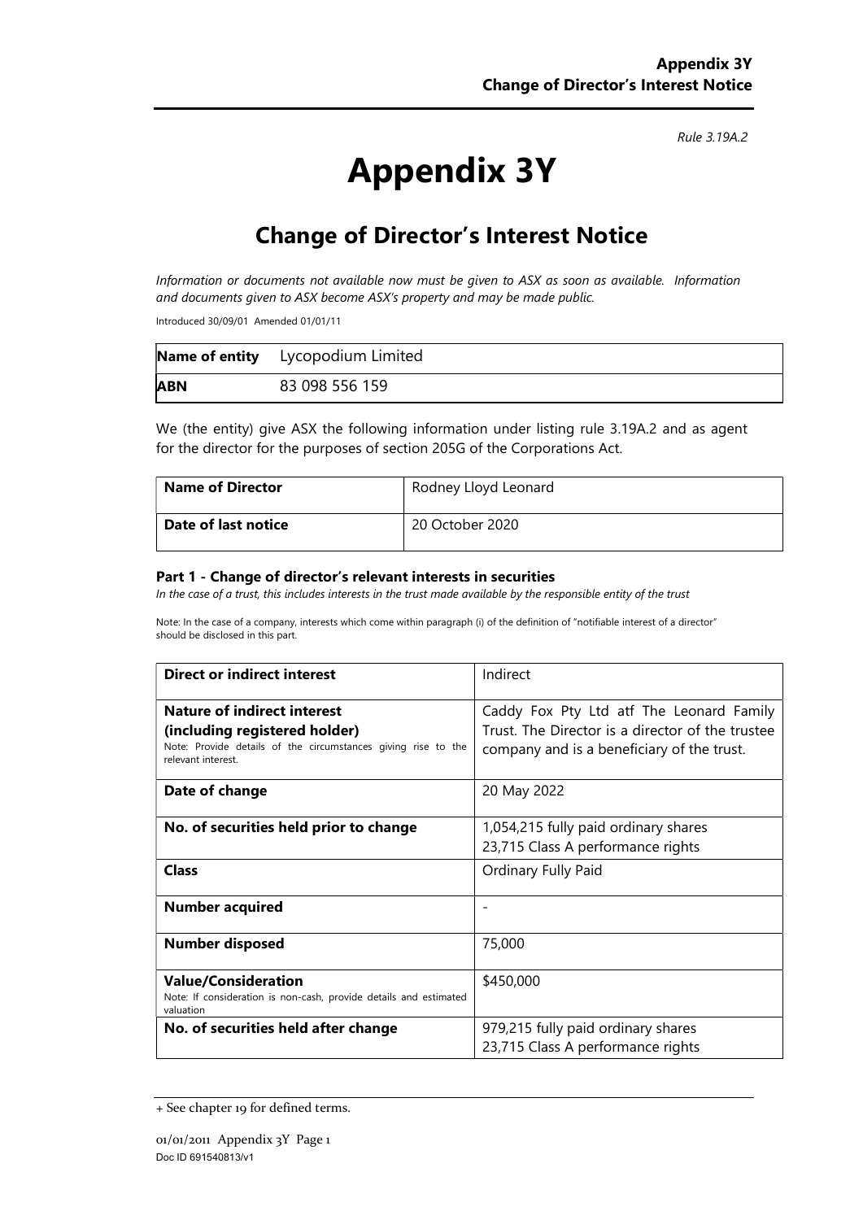*Rule 3.19A.2*

# Appendix 3Y

## Change of Director's Interest Notice

*Information or documents not available now must be given to ASX as soon as available. Information and documents given to ASX become ASX's property and may be made public.*

Introduced 30/09/01 Amended 01/01/11

| **Name of entity** | Lycopodium Limited |
|---|---|
| **ABN** | 83 098 556 159 |

We (the entity) give ASX the following information under listing rule 3.19A.2 and as agent for the director for the purposes of section 205G of the Corporations Act.

| **Name of Director** | Rodney Lloyd Leonard |
|---|---|
| **Date of last notice** | 20 October 2020 |

### Part 1 - Change of director's relevant interests in securities

*In the case of a trust, this includes interests in the trust made available by the responsible entity of the trust*

Note: In the case of a company, interests which come within paragraph (i) of the definition of "notifiable interest of a director" should be disclosed in this part.

| **Direct or indirect interest** | Indirect |
|---|---|
| **Nature of indirect interest (including registered holder)**<br>Note: Provide details of the circumstances giving rise to the relevant interest. | Caddy Fox Pty Ltd atf The Leonard Family Trust. The Director is a director of the trustee company and is a beneficiary of the trust. |
| **Date of change** | 20 May 2022 |
| **No. of securities held prior to change** | 1,054,215 fully paid ordinary shares<br>23,715 Class A performance rights |
| **Class** | Ordinary Fully Paid |
| **Number acquired** | - |
| **Number disposed** | 75,000 |
| **Value/Consideration**<br>Note: If consideration is non-cash, provide details and estimated valuation | $450,000 |
| **No. of securities held after change** | 979,215 fully paid ordinary shares<br>23,715 Class A performance rights |

+ See chapter 19 for defined terms.

Doc ID 691540813/v1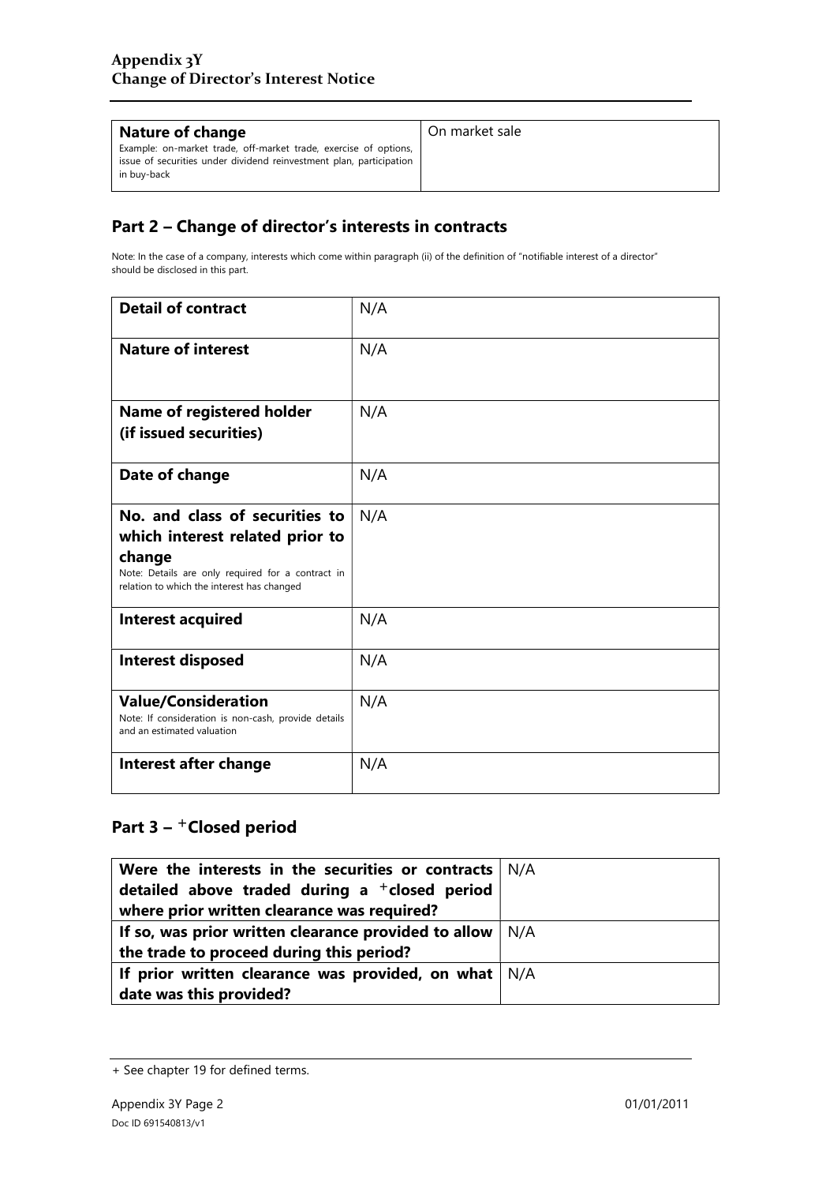| | |
|---|---|
| **Nature of change**<br>Example: on-market trade, off-market trade, exercise of options, issue of securities under dividend reinvestment plan, participation in buy-back | On market sale |

## Part 2 – Change of director's interests in contracts

Note: In the case of a company, interests which come within paragraph (ii) of the definition of "notifiable interest of a director" should be disclosed in this part.

| | |
|---|---|
| **Detail of contract** | N/A |
| **Nature of interest** | N/A |
| **Name of registered holder (if issued securities)** | N/A |
| **Date of change** | N/A |
| **No. and class of securities to which interest related prior to change**<br>Note: Details are only required for a contract in relation to which the interest has changed | N/A |
| **Interest acquired** | N/A |
| **Interest disposed** | N/A |
| **Value/Consideration**<br>Note: If consideration is non-cash, provide details and an estimated valuation | N/A |
| **Interest after change** | N/A |

## Part 3 – +Closed period

| | |
|---|---|
| **Were the interests in the securities or contracts detailed above traded during a +closed period where prior written clearance was required?** | N/A |
| **If so, was prior written clearance provided to allow the trade to proceed during this period?** | N/A |
| **If prior written clearance was provided, on what date was this provided?** | N/A |

+ See chapter 19 for defined terms.